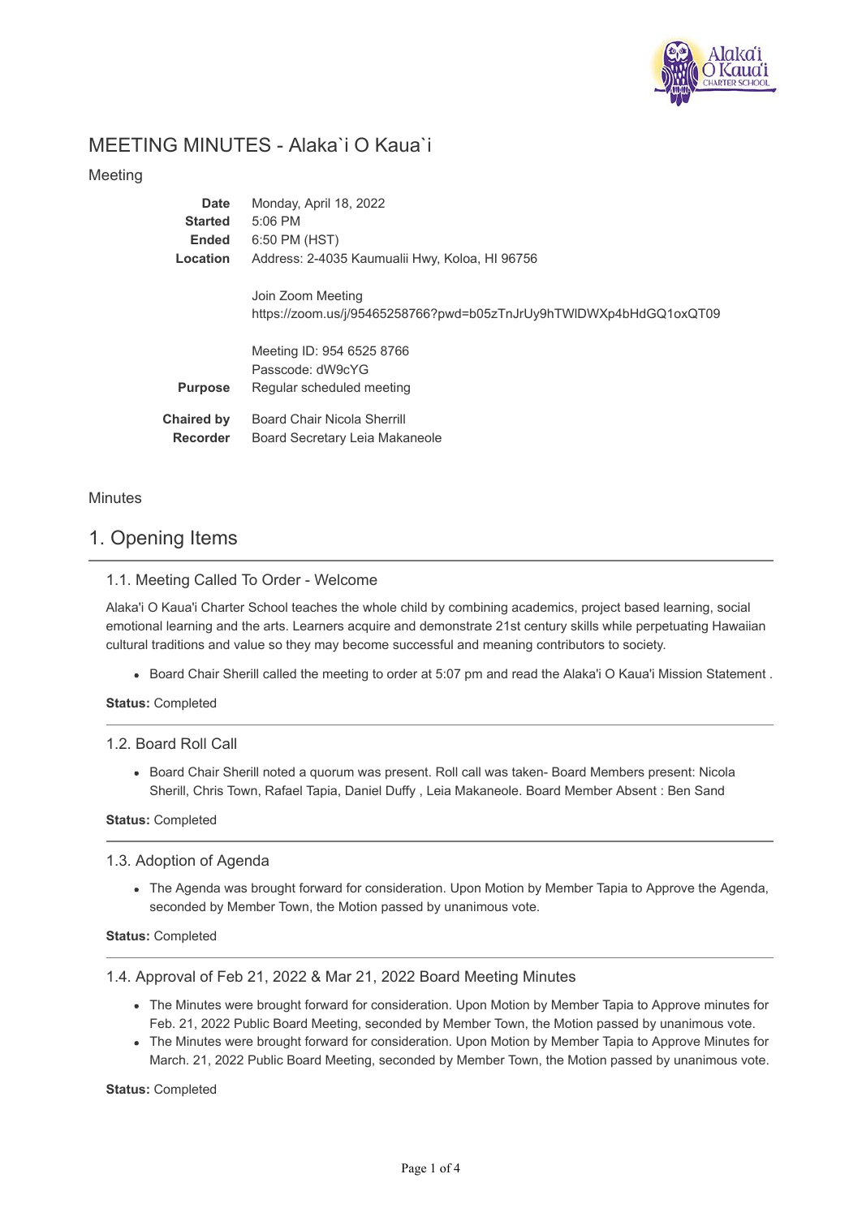# MEETING MINUTES - Alaka`i O Kaua`i

Meeting

| | |
|---|---|
| **Date** | Monday, April 18, 2022 |
| **Started** | 5:06 PM |
| **Ended** | 6:50 PM (HST) |
| **Location** | Address: 2-4035 Kaumualii Hwy, Koloa, HI 96756<br><br>Join Zoom Meeting<br>https://zoom.us/j/95465258766?pwd=b05zTnJrUy9hTWlDWXp4bHdGQ1oxQT09<br><br>Meeting ID: 954 6525 8766<br>Passcode: dW9cYG |
| **Purpose** | Regular scheduled meeting |
| **Chaired by** | Board Chair Nicola Sherrill |
| **Recorder** | Board Secretary Leia Makaneole |

Minutes

## 1. Opening Items

### 1.1. Meeting Called To Order - Welcome

Alaka'i O Kaua'i Charter School teaches the whole child by combining academics, project based learning, social emotional learning and the arts. Learners acquire and demonstrate 21st century skills while perpetuating Hawaiian cultural traditions and value so they may become successful and meaning contributors to society.

- Board Chair Sherill called the meeting to order at 5:07 pm and read the Alaka'i O Kaua'i Mission Statement .

**Status:** Completed

### 1.2. Board Roll Call

- Board Chair Sherill noted a quorum was present. Roll call was taken- Board Members present: Nicola Sherill, Chris Town, Rafael Tapia, Daniel Duffy , Leia Makaneole. Board Member Absent : Ben Sand

**Status:** Completed

### 1.3. Adoption of Agenda

- The Agenda was brought forward for consideration. Upon Motion by Member Tapia to Approve the Agenda, seconded by Member Town, the Motion passed by unanimous vote.

**Status:** Completed

### 1.4. Approval of Feb 21, 2022 & Mar 21, 2022 Board Meeting Minutes

- The Minutes were brought forward for consideration. Upon Motion by Member Tapia to Approve minutes for Feb. 21, 2022 Public Board Meeting, seconded by Member Town, the Motion passed by unanimous vote.
- The Minutes were brought forward for consideration. Upon Motion by Member Tapia to Approve Minutes for March. 21, 2022 Public Board Meeting, seconded by Member Town, the Motion passed by unanimous vote.

**Status:** Completed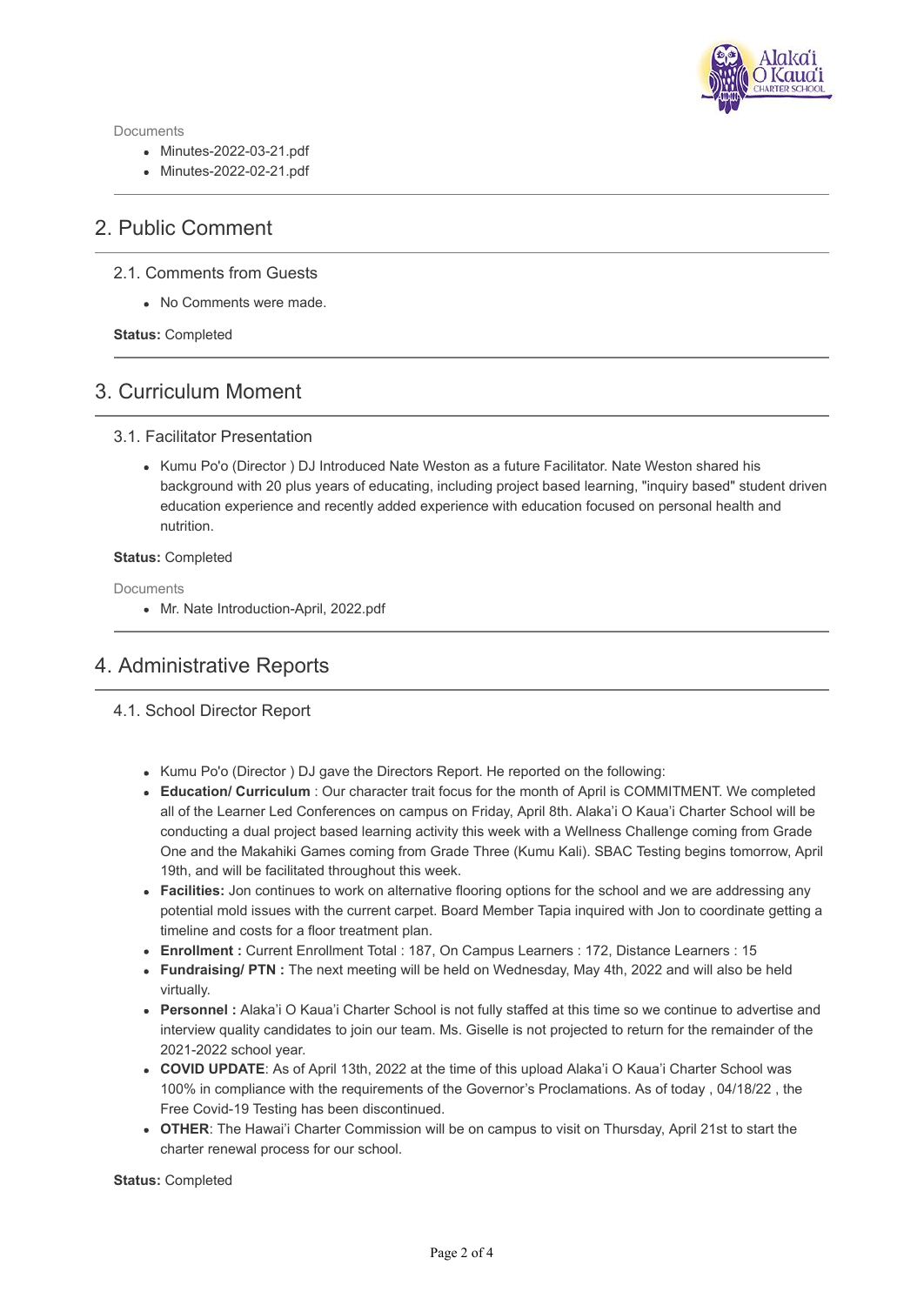Documents

- Minutes-2022-03-21.pdf
- Minutes-2022-02-21.pdf

## 2. Public Comment

### 2.1. Comments from Guests

- No Comments were made.

**Status:** Completed

## 3. Curriculum Moment

### 3.1. Facilitator Presentation

- Kumu Po'o (Director ) DJ Introduced Nate Weston as a future Facilitator. Nate Weston shared his background with 20 plus years of educating, including project based learning, "inquiry based" student driven education experience and recently added experience with education focused on personal health and nutrition.

**Status:** Completed

Documents

- Mr. Nate Introduction-April, 2022.pdf

## 4. Administrative Reports

### 4.1. School Director Report

- Kumu Po'o (Director ) DJ gave the Directors Report. He reported on the following:
- **Education/ Curriculum** : Our character trait focus for the month of April is COMMITMENT. We completed all of the Learner Led Conferences on campus on Friday, April 8th. Alaka'i O Kaua'i Charter School will be conducting a dual project based learning activity this week with a Wellness Challenge coming from Grade One and the Makahiki Games coming from Grade Three (Kumu Kali). SBAC Testing begins tomorrow, April 19th, and will be facilitated throughout this week.
- **Facilities:** Jon continues to work on alternative flooring options for the school and we are addressing any potential mold issues with the current carpet. Board Member Tapia inquired with Jon to coordinate getting a timeline and costs for a floor treatment plan.
- **Enrollment :** Current Enrollment Total : 187, On Campus Learners : 172, Distance Learners : 15
- **Fundraising/ PTN :** The next meeting will be held on Wednesday, May 4th, 2022 and will also be held virtually.
- **Personnel :** Alaka'i O Kaua'i Charter School is not fully staffed at this time so we continue to advertise and interview quality candidates to join our team. Ms. Giselle is not projected to return for the remainder of the 2021-2022 school year.
- **COVID UPDATE**: As of April 13th, 2022 at the time of this upload Alaka'i O Kaua'i Charter School was 100% in compliance with the requirements of the Governor's Proclamations. As of today , 04/18/22 , the Free Covid-19 Testing has been discontinued.
- **OTHER**: The Hawai'i Charter Commission will be on campus to visit on Thursday, April 21st to start the charter renewal process for our school.

**Status:** Completed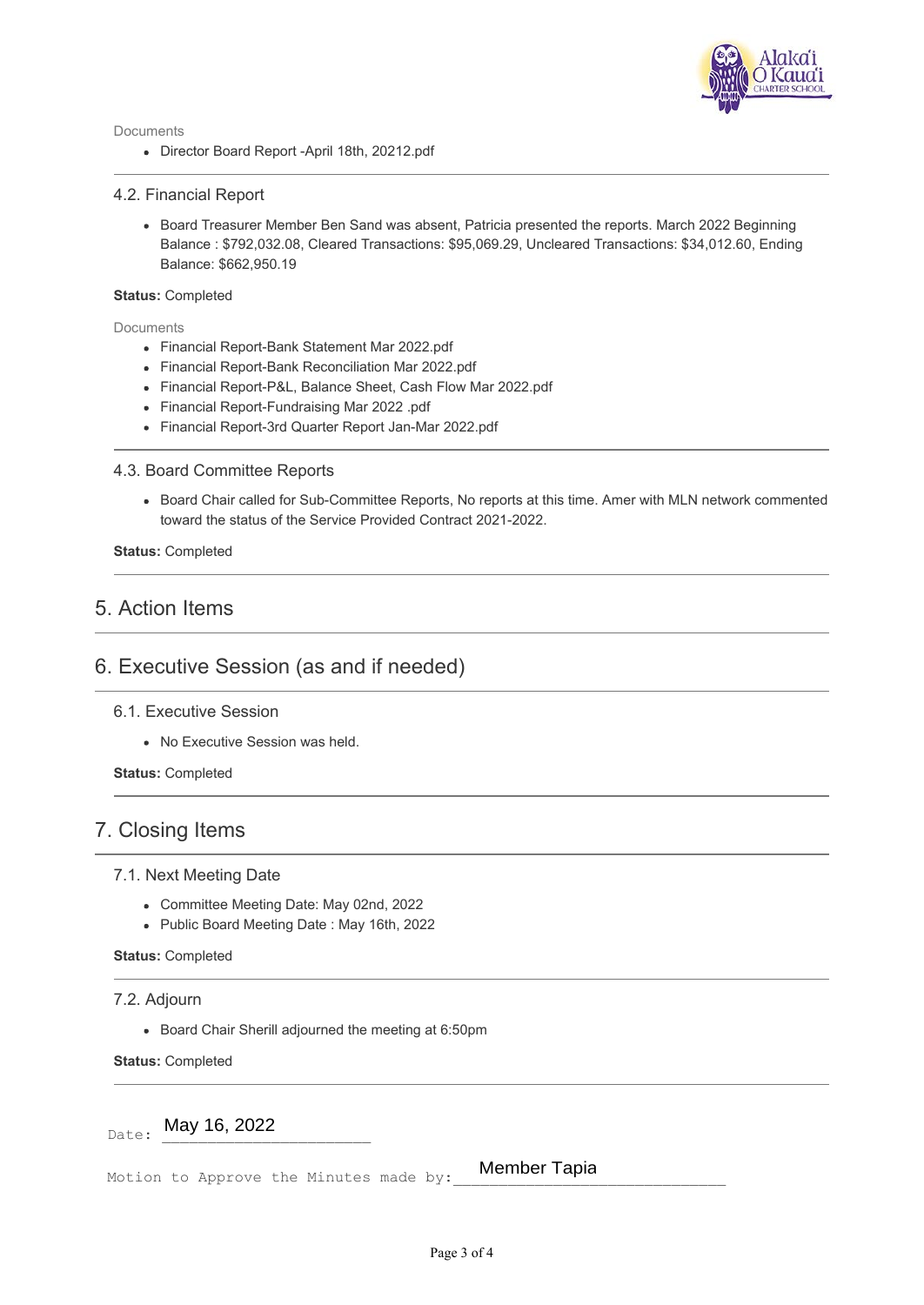Documents

- Director Board Report -April 18th, 20212.pdf

### 4.2. Financial Report

- Board Treasurer Member Ben Sand was absent, Patricia presented the reports. March 2022 Beginning Balance : $792,032.08, Cleared Transactions: $95,069.29, Uncleared Transactions: $34,012.60, Ending Balance: $662,950.19

**Status:** Completed

Documents

- Financial Report-Bank Statement Mar 2022.pdf
- Financial Report-Bank Reconciliation Mar 2022.pdf
- Financial Report-P&L, Balance Sheet, Cash Flow Mar 2022.pdf
- Financial Report-Fundraising Mar 2022 .pdf
- Financial Report-3rd Quarter Report Jan-Mar 2022.pdf

### 4.3. Board Committee Reports

- Board Chair called for Sub-Committee Reports, No reports at this time. Amer with MLN network commented toward the status of the Service Provided Contract 2021-2022.

**Status:** Completed

## 5. Action Items

## 6. Executive Session (as and if needed)

### 6.1. Executive Session

- No Executive Session was held.

**Status:** Completed

## 7. Closing Items

### 7.1. Next Meeting Date

- Committee Meeting Date: May 02nd, 2022
- Public Board Meeting Date : May 16th, 2022

**Status:** Completed

### 7.2. Adjourn

- Board Chair Sherill adjourned the meeting at 6:50pm

**Status:** Completed

Date: May 16, 2022

Motion to Approve the Minutes made by: Member Tapia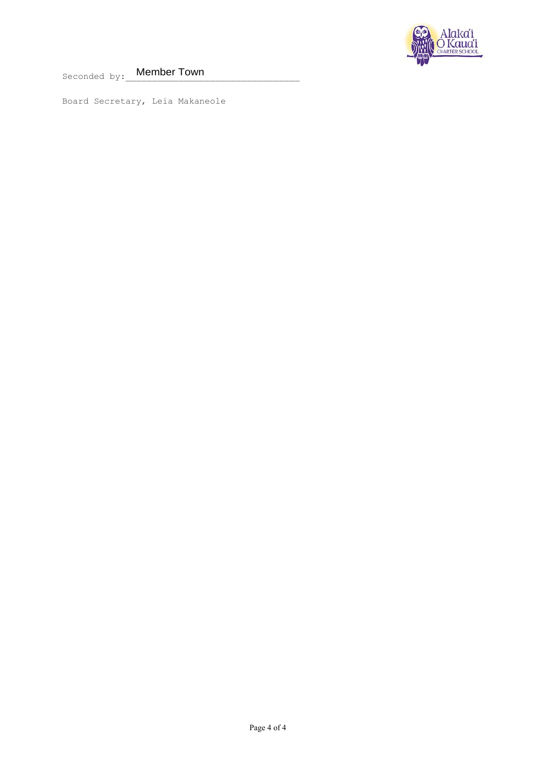Seconded by: Member Town

Board Secretary, Leia Makaneole